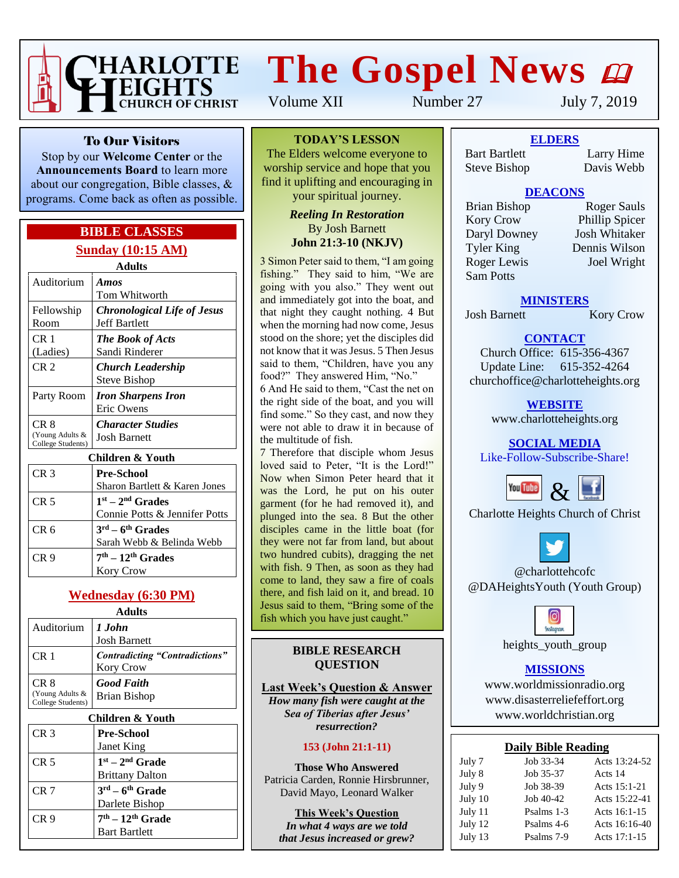# CHARLOTTE HEIGHTS CHURCH OF CHRIST

# The Gospel News

Volume XII Number 27 July 7, 2019

### To Our Visitors

Stop by our **Welcome Center** or the **Announcements Board** to learn more about our congregation, Bible classes, & programs. Come back as often as possible.

## BIBLE CLASSES

### Sunday (10:15 AM)

**Adults**

| Room | Class |
|---|---|
| Auditorium | ***Amos*** Tom Whitworth |
| Fellowship Room | ***Chronological Life of Jesus*** Jeff Bartlett |
| CR 1 (Ladies) | ***The Book of Acts*** Sandi Rinderer |
| CR 2 | ***Church Leadership*** Steve Bishop |
| Party Room | ***Iron Sharpens Iron*** Eric Owens |
| CR 8 (Young Adults & College Students) | ***Character Studies*** Josh Barnett |

**Children & Youth**

| Room | Class |
|---|---|
| CR 3 | **Pre-School** Sharon Bartlett & Karen Jones |
| CR 5 | **1st – 2nd Grades** Connie Potts & Jennifer Potts |
| CR 6 | **3rd – 6th Grades** Sarah Webb & Belinda Webb |
| CR 9 | **7th – 12th Grades** Kory Crow |

### Wednesday (6:30 PM)

**Adults**

| Room | Class |
|---|---|
| Auditorium | ***1 John*** Josh Barnett |
| CR 1 | ***Contradicting "Contradictions"*** Kory Crow |
| CR 8 (Young Adults & College Students) | ***Good Faith*** Brian Bishop |

**Children & Youth**

| Room | Class |
|---|---|
| CR 3 | **Pre-School** Janet King |
| CR 5 | **1st – 2nd Grade** Brittany Dalton |
| CR 7 | **3rd – 6th Grade** Darlete Bishop |
| CR 9 | **7th – 12th Grade** Bart Bartlett |

## TODAY'S LESSON

The Elders welcome everyone to worship service and hope that you find it uplifting and encouraging in your spiritual journey.

***Reeling In Restoration***
By Josh Barnett
**John 21:3-10 (NKJV)**

3 Simon Peter said to them, "I am going fishing." They said to him, "We are going with you also." They went out and immediately got into the boat, and that night they caught nothing. 4 But when the morning had now come, Jesus stood on the shore; yet the disciples did not know that it was Jesus. 5 Then Jesus said to them, "Children, have you any food?" They answered Him, "No."
6 And He said to them, "Cast the net on the right side of the boat, and you will find some." So they cast, and now they were not able to draw it in because of the multitude of fish.
7 Therefore that disciple whom Jesus loved said to Peter, "It is the Lord!" Now when Simon Peter heard that it was the Lord, he put on his outer garment (for he had removed it), and plunged into the sea. 8 But the other disciples came in the little boat (for they were not far from land, but about two hundred cubits), dragging the net with fish. 9 Then, as soon as they had come to land, they saw a fire of coals there, and fish laid on it, and bread. 10 Jesus said to them, "Bring some of the fish which you have just caught."

## BIBLE RESEARCH QUESTION

**Last Week's Question & Answer**
***How many fish were caught at the Sea of Tiberias after Jesus' resurrection?***

**153 (John 21:1-11)**

**Those Who Answered**
Patricia Carden, Ronnie Hirsbrunner, David Mayo, Leonard Walker

**This Week's Question**
***In what 4 ways are we told that Jesus increased or grew?***

## ELDERS

Bart Bartlett, Larry Hime, Steve Bishop, Davis Webb

## DEACONS

Brian Bishop, Roger Sauls, Kory Crow, Phillip Spicer, Daryl Downey, Josh Whitaker, Tyler King, Dennis Wilson, Roger Lewis, Joel Wright, Sam Potts

## MINISTERS

Josh Barnett, Kory Crow

## CONTACT

Church Office: 615-356-4367
Update Line: 615-352-4264
churchoffice@charlotteheights.org

## WEBSITE

www.charlotteheights.org

## SOCIAL MEDIA

Like-Follow-Subscribe-Share!

YouTube & Facebook
Charlotte Heights Church of Christ

Twitter
@charlottehcofc
@DAHeightsYouth (Youth Group)

Instagram
heights_youth_group

## MISSIONS

www.worldmissionradio.org
www.disasterreliefeffort.org
www.worldchristian.org

## Daily Bible Reading

| Date | Old Testament | New Testament |
|---|---|---|
| July 7 | Job 33-34 | Acts 13:24-52 |
| July 8 | Job 35-37 | Acts 14 |
| July 9 | Job 38-39 | Acts 15:1-21 |
| July 10 | Job 40-42 | Acts 15:22-41 |
| July 11 | Psalms 1-3 | Acts 16:1-15 |
| July 12 | Psalms 4-6 | Acts 16:16-40 |
| July 13 | Psalms 7-9 | Acts 17:1-15 |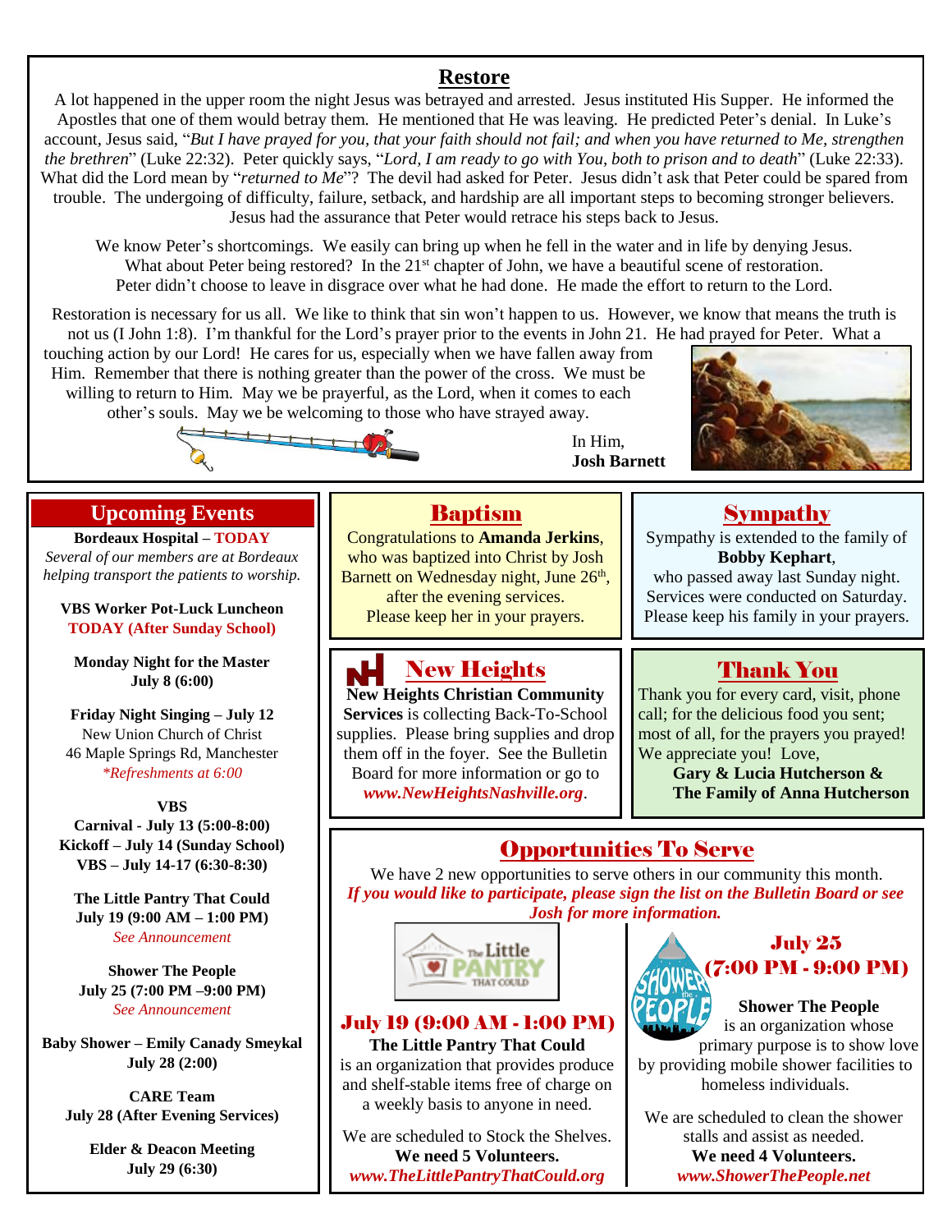## Restore

A lot happened in the upper room the night Jesus was betrayed and arrested. Jesus instituted His Supper. He informed the Apostles that one of them would betray them. He mentioned that He was leaving. He predicted Peter's denial. In Luke's account, Jesus said, "*But I have prayed for you, that your faith should not fail; and when you have returned to Me, strengthen the brethren*" (Luke 22:32). Peter quickly says, "*Lord, I am ready to go with You, both to prison and to death*" (Luke 22:33). What did the Lord mean by "*returned to Me*"? The devil had asked for Peter. Jesus didn't ask that Peter could be spared from trouble. The undergoing of difficulty, failure, setback, and hardship are all important steps to becoming stronger believers. Jesus had the assurance that Peter would retrace his steps back to Jesus.

We know Peter's shortcomings. We easily can bring up when he fell in the water and in life by denying Jesus. What about Peter being restored? In the 21st chapter of John, we have a beautiful scene of restoration. Peter didn't choose to leave in disgrace over what he had done. He made the effort to return to the Lord.

Restoration is necessary for us all. We like to think that sin won't happen to us. However, we know that means the truth is not us (I John 1:8). I'm thankful for the Lord's prayer prior to the events in John 21. He had prayed for Peter. What a touching action by our Lord! He cares for us, especially when we have fallen away from Him. Remember that there is nothing greater than the power of the cross. We must be willing to return to Him. May we be prayerful, as the Lord, when it comes to each other's souls. May we be welcoming to those who have strayed away.

In Him,
**Josh Barnett**

## Upcoming Events

**Bordeaux Hospital – TODAY**
*Several of our members are at Bordeaux helping transport the patients to worship.*

**VBS Worker Pot-Luck Luncheon**
**TODAY (After Sunday School)**

**Monday Night for the Master**
**July 8 (6:00)**

**Friday Night Singing – July 12**
New Union Church of Christ
46 Maple Springs Rd, Manchester
*\*Refreshments at 6:00*

**VBS**
**Carnival - July 13 (5:00-8:00)**
**Kickoff – July 14 (Sunday School)**
**VBS – July 14-17 (6:30-8:30)**

**The Little Pantry That Could**
**July 19 (9:00 AM – 1:00 PM)**
*See Announcement*

**Shower The People**
**July 25 (7:00 PM –9:00 PM)**
*See Announcement*

**Baby Shower – Emily Canady Smeykal**
**July 28 (2:00)**

**CARE Team**
**July 28 (After Evening Services)**

**Elder & Deacon Meeting**
**July 29 (6:30)**

## Baptism

Congratulations to **Amanda Jerkins**, who was baptized into Christ by Josh Barnett on Wednesday night, June 26th, after the evening services.
Please keep her in your prayers.

## Sympathy

Sympathy is extended to the family of **Bobby Kephart**, who passed away last Sunday night. Services were conducted on Saturday. Please keep his family in your prayers.

## New Heights

**New Heights Christian Community Services** is collecting Back-To-School supplies. Please bring supplies and drop them off in the foyer. See the Bulletin Board for more information or go to ***www.NewHeightsNashville.org***.

## Thank You

Thank you for every card, visit, phone call; for the delicious food you sent; most of all, for the prayers you prayed! We appreciate you! Love,
**Gary & Lucia Hutcherson &**
**The Family of Anna Hutcherson**

## Opportunities To Serve

We have 2 new opportunities to serve others in our community this month.
***If you would like to participate, please sign the list on the Bulletin Board or see Josh for more information.***

### July 19 (9:00 AM - 1:00 PM)

**The Little Pantry That Could** is an organization that provides produce and shelf-stable items free of charge on a weekly basis to anyone in need.

We are scheduled to Stock the Shelves.
**We need 5 Volunteers.**
***www.TheLittlePantryThatCould.org***

### July 25 (7:00 PM - 9:00 PM)

**Shower The People** is an organization whose primary purpose is to show love by providing mobile shower facilities to homeless individuals.

We are scheduled to clean the shower stalls and assist as needed.
**We need 4 Volunteers.**
***www.ShowerThePeople.net***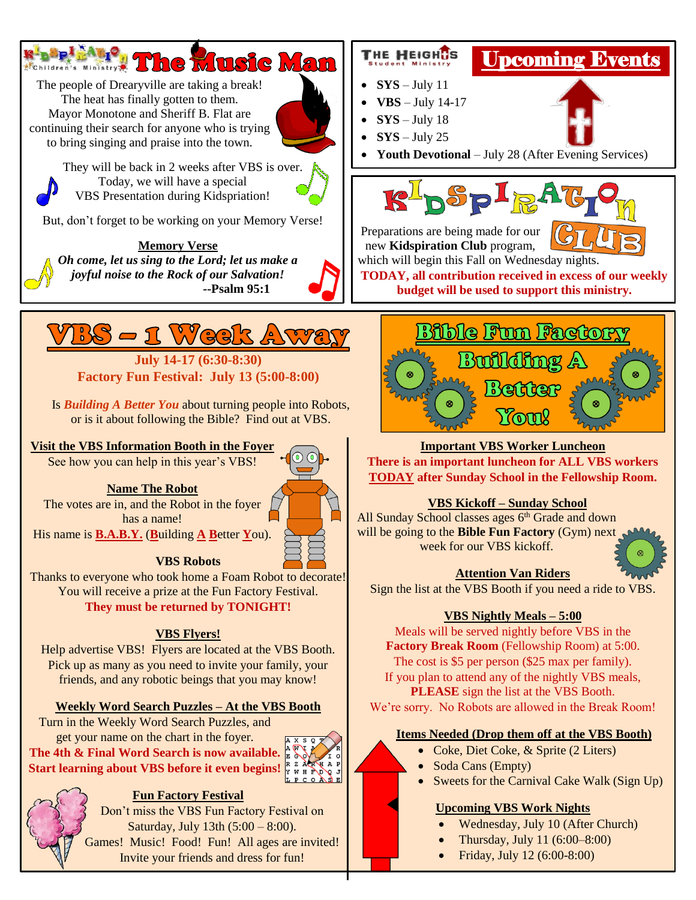## Kidspiration Children's Ministry — The Music Man

The people of Drearyville are taking a break! The heat has finally gotten to them. Mayor Monotone and Sheriff B. Flat are continuing their search for anyone who is trying to bring singing and praise into the town.

They will be back in 2 weeks after VBS is over. Today, we will have a special VBS Presentation during Kidspriation!

But, don't forget to be working on your Memory Verse!

**Memory Verse**

***Oh come, let us sing to the Lord; let us make a joyful noise to the Rock of our Salvation!***

**--Psalm 95:1**

## The Heights Student Ministry — Upcoming Events

- **SYS** – July 11
- **VBS** – July 14-17
- **SYS** – July 18
- **SYS** – July 25
- **Youth Devotional** – July 28 (After Evening Services)

## Kidspiration Club

Preparations are being made for our new **Kidspiration Club** program, which will begin this Fall on Wednesday nights.

**TODAY, all contribution received in excess of our weekly budget will be used to support this ministry.**

## VBS – 1 Week Away

**July 14-17 (6:30-8:30)**

**Factory Fun Festival: July 13 (5:00-8:00)**

Is ***Building A Better You*** about turning people into Robots, or is it about following the Bible? Find out at VBS.

**Visit the VBS Information Booth in the Foyer**

See how you can help in this year's VBS!

**Name The Robot**

The votes are in, and the Robot in the foyer has a name!

His name is **B.A.B.Y.** (**B**uilding **A** **B**etter **Y**ou).

**VBS Robots**

Thanks to everyone who took home a Foam Robot to decorate! You will receive a prize at the Fun Factory Festival.

**They must be returned by TONIGHT!**

**VBS Flyers!**

Help advertise VBS! Flyers are located at the VBS Booth. Pick up as many as you need to invite your family, your friends, and any robotic beings that you may know!

**Weekly Word Search Puzzles – At the VBS Booth**

Turn in the Weekly Word Search Puzzles, and get your name on the chart in the foyer.

**The 4th & Final Word Search is now available. Start learning about VBS before it even begins!**

**Fun Factory Festival**

Don't miss the VBS Fun Factory Festival on Saturday, July 13th (5:00 – 8:00). Games! Music! Food! Fun! All ages are invited! Invite your friends and dress for fun!

## Bible Fun Factory — Building A Better You!

**Important VBS Worker Luncheon**

**There is an important luncheon for ALL VBS workers TODAY after Sunday School in the Fellowship Room.**

**VBS Kickoff – Sunday School**

All Sunday School classes ages 6th Grade and down will be going to the **Bible Fun Factory** (Gym) next week for our VBS kickoff.

**Attention Van Riders**

Sign the list at the VBS Booth if you need a ride to VBS.

**VBS Nightly Meals – 5:00**

Meals will be served nightly before VBS in the **Factory Break Room** (Fellowship Room) at 5:00. The cost is $5 per person ($25 max per family). If you plan to attend any of the nightly VBS meals, **PLEASE** sign the list at the VBS Booth. We're sorry. No Robots are allowed in the Break Room!

**Items Needed (Drop them off at the VBS Booth)**

- Coke, Diet Coke, & Sprite (2 Liters)
- Soda Cans (Empty)
- Sweets for the Carnival Cake Walk (Sign Up)

**Upcoming VBS Work Nights**

- Wednesday, July 10 (After Church)
- Thursday, July 11 (6:00–8:00)
- Friday, July 12 (6:00-8:00)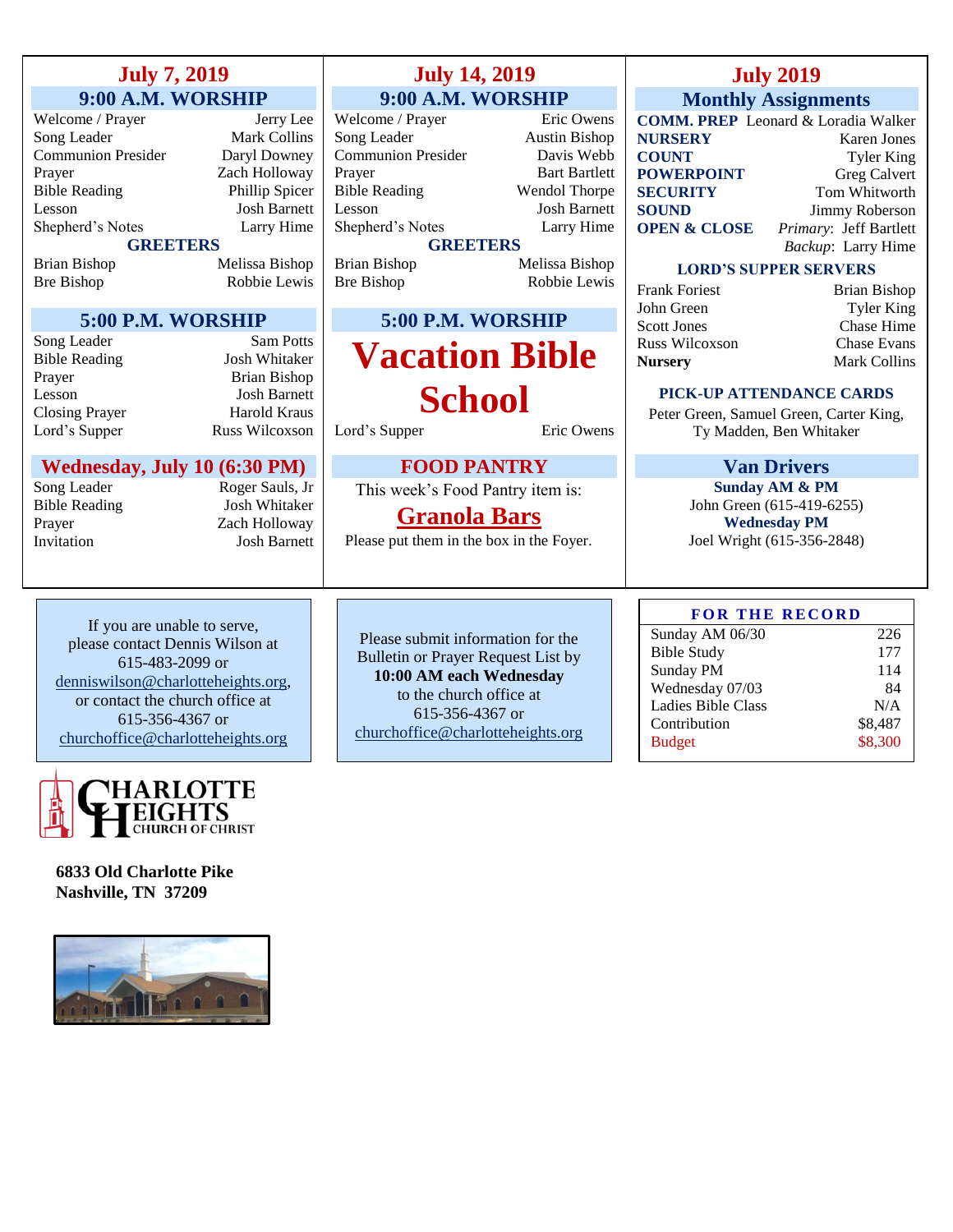## July 7, 2019

### 9:00 A.M. WORSHIP

| | |
|---|---|
| Welcome / Prayer | Jerry Lee |
| Song Leader | Mark Collins |
| Communion Presider | Daryl Downey |
| Prayer | Zach Holloway |
| Bible Reading | Phillip Spicer |
| Lesson | Josh Barnett |
| Shepherd's Notes | Larry Hime |

**GREETERS**

| | |
|---|---|
| Brian Bishop | Melissa Bishop |
| Bre Bishop | Robbie Lewis |

### 5:00 P.M. WORSHIP

| | |
|---|---|
| Song Leader | Sam Potts |
| Bible Reading | Josh Whitaker |
| Prayer | Brian Bishop |
| Lesson | Josh Barnett |
| Closing Prayer | Harold Kraus |
| Lord's Supper | Russ Wilcoxson |

### Wednesday, July 10 (6:30 PM)

| | |
|---|---|
| Song Leader | Roger Sauls, Jr |
| Bible Reading | Josh Whitaker |
| Prayer | Zach Holloway |
| Invitation | Josh Barnett |

## July 14, 2019

### 9:00 A.M. WORSHIP

| | |
|---|---|
| Welcome / Prayer | Eric Owens |
| Song Leader | Austin Bishop |
| Communion Presider | Davis Webb |
| Prayer | Bart Bartlett |
| Bible Reading | Wendol Thorpe |
| Lesson | Josh Barnett |
| Shepherd's Notes | Larry Hime |

**GREETERS**

| | |
|---|---|
| Brian Bishop | Melissa Bishop |
| Bre Bishop | Robbie Lewis |

### 5:00 P.M. WORSHIP

# Vacation Bible School

| | |
|---|---|
| Lord's Supper | Eric Owens |

### FOOD PANTRY

This week's Food Pantry item is:

**Granola Bars**

Please put them in the box in the Foyer.

## July 2019

### Monthly Assignments

| | |
|---|---|
| **COMM. PREP** | Leonard & Loradia Walker |
| **NURSERY** | Karen Jones |
| **COUNT** | Tyler King |
| **POWERPOINT** | Greg Calvert |
| **SECURITY** | Tom Whitworth |
| **SOUND** | Jimmy Roberson |
| **OPEN & CLOSE** | *Primary*: Jeff Bartlett |
| | *Backup*: Larry Hime |

**LORD'S SUPPER SERVERS**

| | |
|---|---|
| Frank Foriest | Brian Bishop |
| John Green | Tyler King |
| Scott Jones | Chase Hime |
| Russ Wilcoxson | Chase Evans |
| **Nursery** | Mark Collins |

**PICK-UP ATTENDANCE CARDS**

Peter Green, Samuel Green, Carter King, Ty Madden, Ben Whitaker

### Van Drivers

**Sunday AM & PM**
John Green (615-419-6255)
**Wednesday PM**
Joel Wright (615-356-2848)

---

If you are unable to serve, please contact Dennis Wilson at 615-483-2099 or denniswilson@charlotteheights.org, or contact the church office at 615-356-4367 or churchoffice@charlotteheights.org

Please submit information for the Bulletin or Prayer Request List by **10:00 AM each Wednesday** to the church office at 615-356-4367 or churchoffice@charlotteheights.org

**FOR THE RECORD**

| | |
|---|---|
| Sunday AM 06/30 | 226 |
| Bible Study | 177 |
| Sunday PM | 114 |
| Wednesday 07/03 | 84 |
| Ladies Bible Class | N/A |
| Contribution | $8,487 |
| Budget | $8,300 |

CHARLOTTE HEIGHTS CHURCH OF CHRIST

**6833 Old Charlotte Pike**
**Nashville, TN 37209**